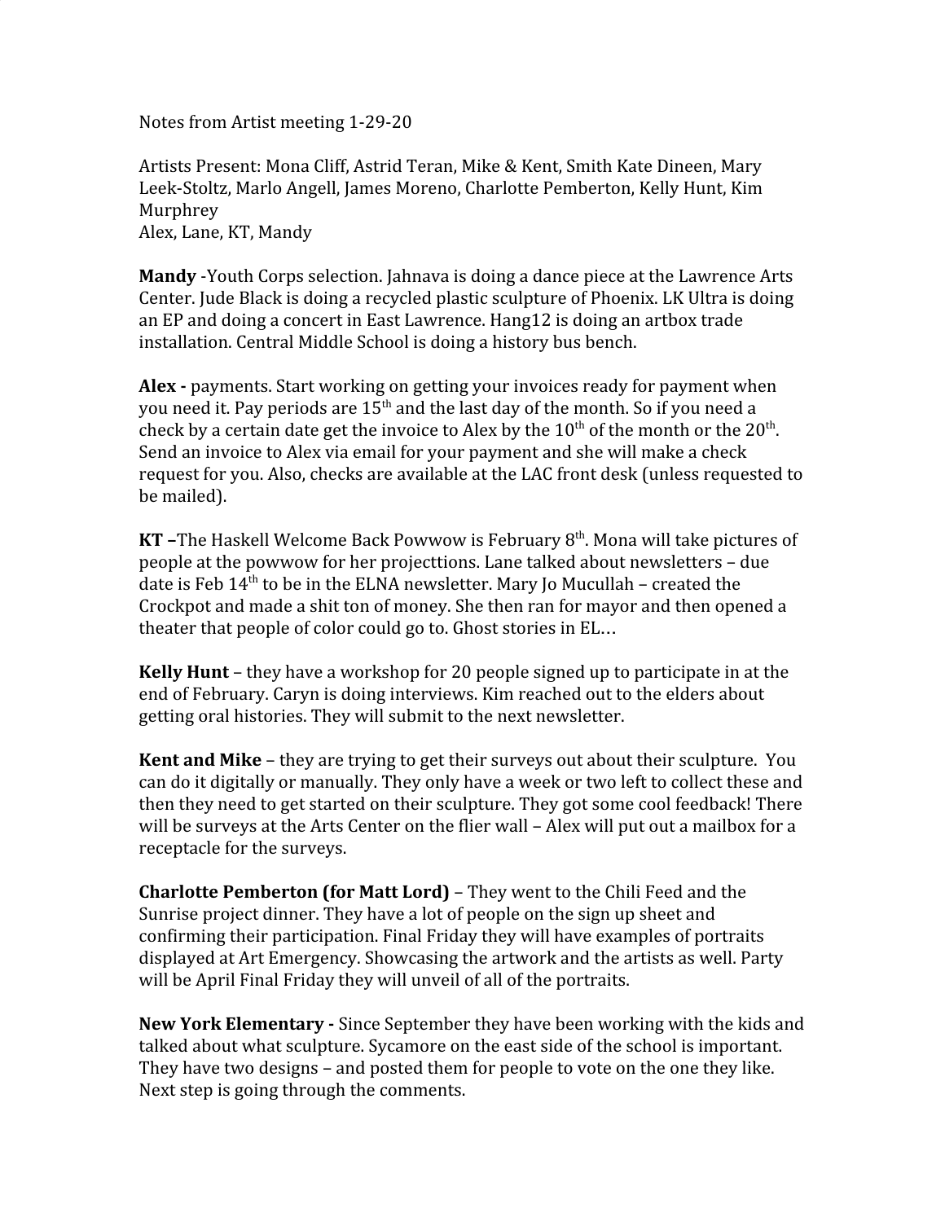Notes from Artist meeting 1-29-20

Artists Present: Mona Cliff, Astrid Teran, Mike & Kent, Smith Kate Dineen, Mary Leek-Stoltz, Marlo Angell, James Moreno, Charlotte Pemberton, Kelly Hunt, Kim Murphrey
Alex, Lane, KT, Mandy

**Mandy** -Youth Corps selection. Jahnava is doing a dance piece at the Lawrence Arts Center. Jude Black is doing a recycled plastic sculpture of Phoenix. LK Ultra is doing an EP and doing a concert in East Lawrence. Hang12 is doing an artbox trade installation. Central Middle School is doing a history bus bench.

**Alex -** payments. Start working on getting your invoices ready for payment when you need it. Pay periods are 15th and the last day of the month. So if you need a check by a certain date get the invoice to Alex by the 10th of the month or the 20th. Send an invoice to Alex via email for your payment and she will make a check request for you. Also, checks are available at the LAC front desk (unless requested to be mailed).

**KT –**The Haskell Welcome Back Powwow is February 8th. Mona will take pictures of people at the powwow for her projecttions. Lane talked about newsletters – due date is Feb 14th to be in the ELNA newsletter. Mary Jo Mucullah – created the Crockpot and made a shit ton of money. She then ran for mayor and then opened a theater that people of color could go to. Ghost stories in EL…

**Kelly Hunt** – they have a workshop for 20 people signed up to participate in at the end of February. Caryn is doing interviews. Kim reached out to the elders about getting oral histories. They will submit to the next newsletter.

**Kent and Mike** – they are trying to get their surveys out about their sculpture. You can do it digitally or manually. They only have a week or two left to collect these and then they need to get started on their sculpture. They got some cool feedback! There will be surveys at the Arts Center on the flier wall – Alex will put out a mailbox for a receptacle for the surveys.

**Charlotte Pemberton (for Matt Lord)** – They went to the Chili Feed and the Sunrise project dinner. They have a lot of people on the sign up sheet and confirming their participation. Final Friday they will have examples of portraits displayed at Art Emergency. Showcasing the artwork and the artists as well. Party will be April Final Friday they will unveil of all of the portraits.

**New York Elementary -** Since September they have been working with the kids and talked about what sculpture. Sycamore on the east side of the school is important. They have two designs – and posted them for people to vote on the one they like. Next step is going through the comments.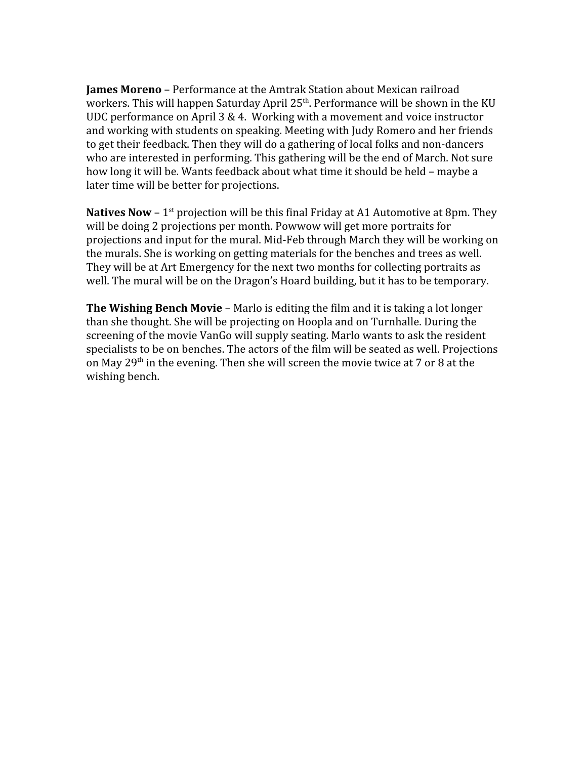**James Moreno** – Performance at the Amtrak Station about Mexican railroad workers. This will happen Saturday April 25th. Performance will be shown in the KU UDC performance on April 3 & 4. Working with a movement and voice instructor and working with students on speaking. Meeting with Judy Romero and her friends to get their feedback. Then they will do a gathering of local folks and non-dancers who are interested in performing. This gathering will be the end of March. Not sure how long it will be. Wants feedback about what time it should be held – maybe a later time will be better for projections.

**Natives Now** – 1st projection will be this final Friday at A1 Automotive at 8pm. They will be doing 2 projections per month. Powwow will get more portraits for projections and input for the mural. Mid-Feb through March they will be working on the murals. She is working on getting materials for the benches and trees as well. They will be at Art Emergency for the next two months for collecting portraits as well. The mural will be on the Dragon's Hoard building, but it has to be temporary.

**The Wishing Bench Movie** – Marlo is editing the film and it is taking a lot longer than she thought. She will be projecting on Hoopla and on Turnhalle. During the screening of the movie VanGo will supply seating. Marlo wants to ask the resident specialists to be on benches. The actors of the film will be seated as well. Projections on May 29th in the evening. Then she will screen the movie twice at 7 or 8 at the wishing bench.